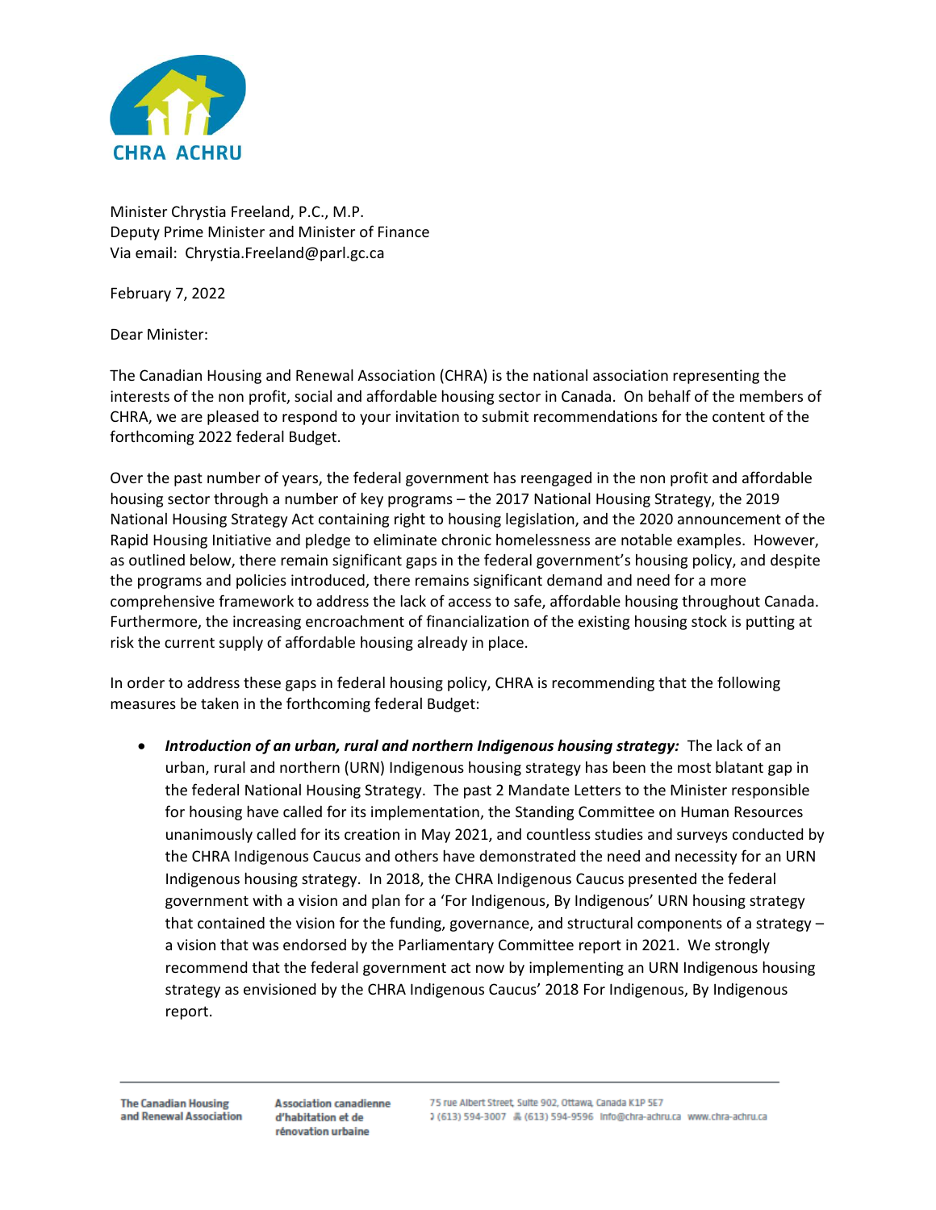Minister Chrystia Freeland, P.C., M.P.
Deputy Prime Minister and Minister of Finance
Via email: Chrystia.Freeland@parl.gc.ca

February 7, 2022

Dear Minister:

The Canadian Housing and Renewal Association (CHRA) is the national association representing the interests of the non profit, social and affordable housing sector in Canada. On behalf of the members of CHRA, we are pleased to respond to your invitation to submit recommendations for the content of the forthcoming 2022 federal Budget.

Over the past number of years, the federal government has reengaged in the non profit and affordable housing sector through a number of key programs – the 2017 National Housing Strategy, the 2019 National Housing Strategy Act containing right to housing legislation, and the 2020 announcement of the Rapid Housing Initiative and pledge to eliminate chronic homelessness are notable examples. However, as outlined below, there remain significant gaps in the federal government's housing policy, and despite the programs and policies introduced, there remains significant demand and need for a more comprehensive framework to address the lack of access to safe, affordable housing throughout Canada. Furthermore, the increasing encroachment of financialization of the existing housing stock is putting at risk the current supply of affordable housing already in place.

In order to address these gaps in federal housing policy, CHRA is recommending that the following measures be taken in the forthcoming federal Budget:

- ***Introduction of an urban, rural and northern Indigenous housing strategy:*** The lack of an urban, rural and northern (URN) Indigenous housing strategy has been the most blatant gap in the federal National Housing Strategy. The past 2 Mandate Letters to the Minister responsible for housing have called for its implementation, the Standing Committee on Human Resources unanimously called for its creation in May 2021, and countless studies and surveys conducted by the CHRA Indigenous Caucus and others have demonstrated the need and necessity for an URN Indigenous housing strategy. In 2018, the CHRA Indigenous Caucus presented the federal government with a vision and plan for a 'For Indigenous, By Indigenous' URN housing strategy that contained the vision for the funding, governance, and structural components of a strategy – a vision that was endorsed by the Parliamentary Committee report in 2021. We strongly recommend that the federal government act now by implementing an URN Indigenous housing strategy as envisioned by the CHRA Indigenous Caucus' 2018 For Indigenous, By Indigenous report.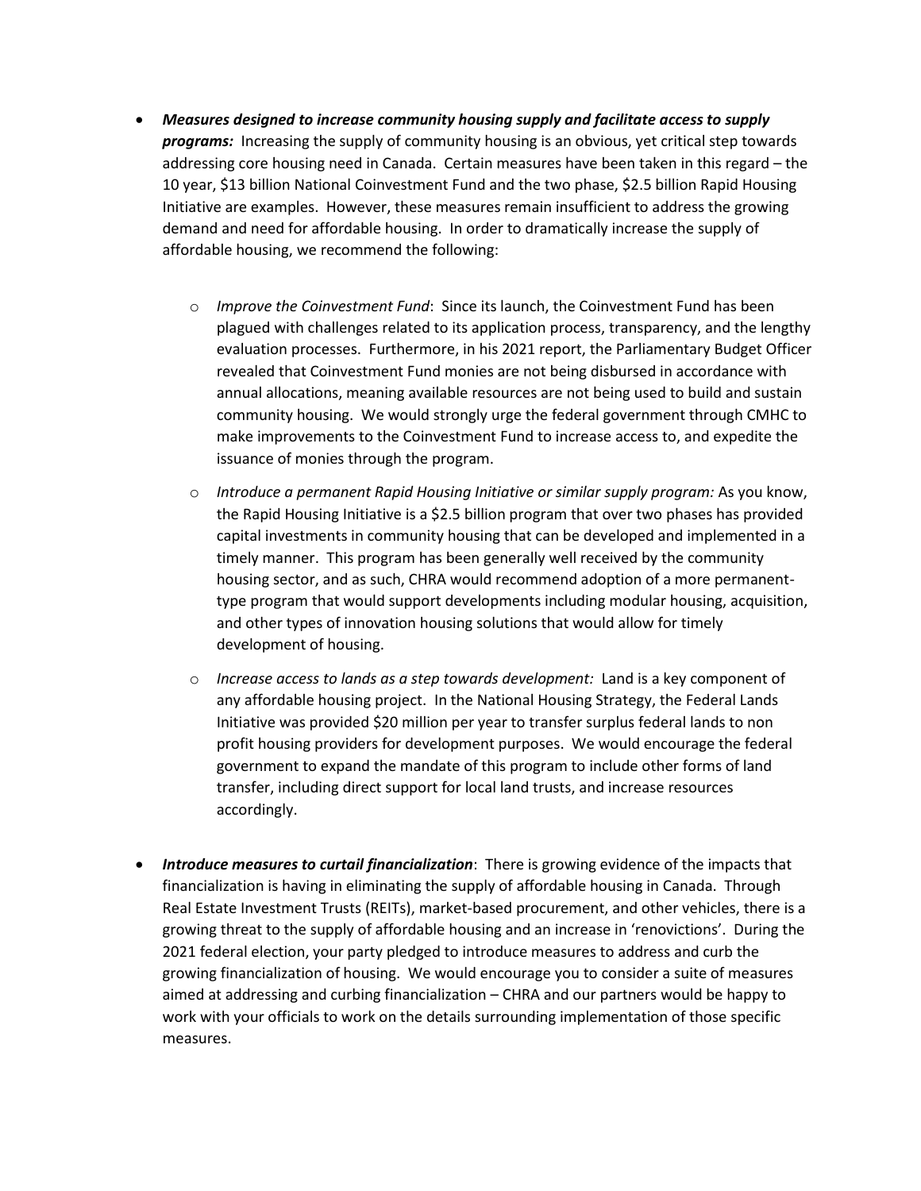- ***Measures designed to increase community housing supply and facilitate access to supply programs:*** Increasing the supply of community housing is an obvious, yet critical step towards addressing core housing need in Canada. Certain measures have been taken in this regard – the 10 year, $13 billion National Coinvestment Fund and the two phase, $2.5 billion Rapid Housing Initiative are examples. However, these measures remain insufficient to address the growing demand and need for affordable housing. In order to dramatically increase the supply of affordable housing, we recommend the following:

    - *Improve the Coinvestment Fund*: Since its launch, the Coinvestment Fund has been plagued with challenges related to its application process, transparency, and the lengthy evaluation processes. Furthermore, in his 2021 report, the Parliamentary Budget Officer revealed that Coinvestment Fund monies are not being disbursed in accordance with annual allocations, meaning available resources are not being used to build and sustain community housing. We would strongly urge the federal government through CMHC to make improvements to the Coinvestment Fund to increase access to, and expedite the issuance of monies through the program.

    - *Introduce a permanent Rapid Housing Initiative or similar supply program:* As you know, the Rapid Housing Initiative is a $2.5 billion program that over two phases has provided capital investments in community housing that can be developed and implemented in a timely manner. This program has been generally well received by the community housing sector, and as such, CHRA would recommend adoption of a more permanent-type program that would support developments including modular housing, acquisition, and other types of innovation housing solutions that would allow for timely development of housing.

    - *Increase access to lands as a step towards development:* Land is a key component of any affordable housing project. In the National Housing Strategy, the Federal Lands Initiative was provided $20 million per year to transfer surplus federal lands to non profit housing providers for development purposes. We would encourage the federal government to expand the mandate of this program to include other forms of land transfer, including direct support for local land trusts, and increase resources accordingly.

- ***Introduce measures to curtail financialization***: There is growing evidence of the impacts that financialization is having in eliminating the supply of affordable housing in Canada. Through Real Estate Investment Trusts (REITs), market-based procurement, and other vehicles, there is a growing threat to the supply of affordable housing and an increase in 'renovictions'. During the 2021 federal election, your party pledged to introduce measures to address and curb the growing financialization of housing. We would encourage you to consider a suite of measures aimed at addressing and curbing financialization – CHRA and our partners would be happy to work with your officials to work on the details surrounding implementation of those specific measures.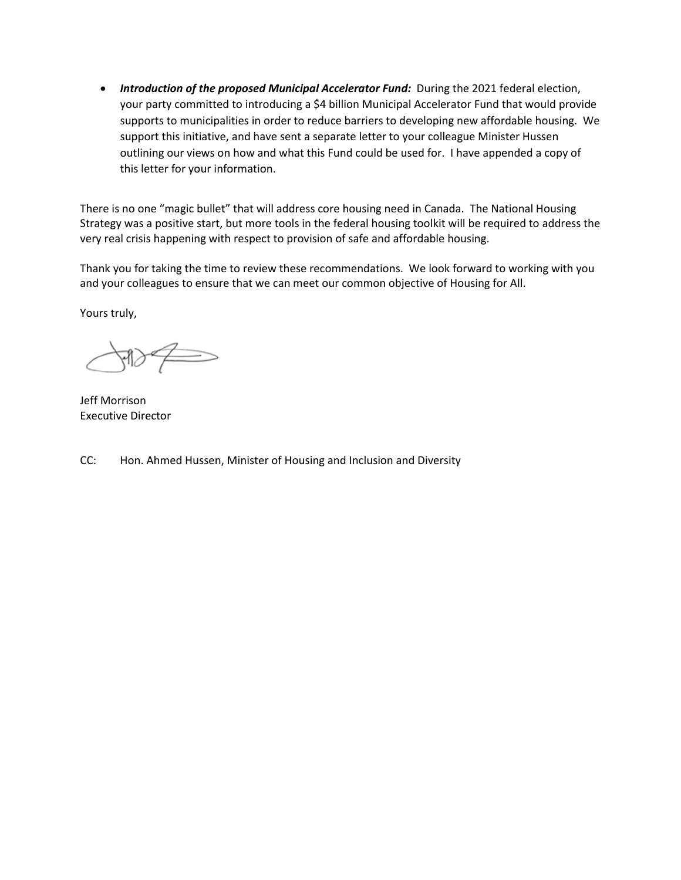- ***Introduction of the proposed Municipal Accelerator Fund:*** During the 2021 federal election, your party committed to introducing a $4 billion Municipal Accelerator Fund that would provide supports to municipalities in order to reduce barriers to developing new affordable housing. We support this initiative, and have sent a separate letter to your colleague Minister Hussen outlining our views on how and what this Fund could be used for. I have appended a copy of this letter for your information.

There is no one "magic bullet" that will address core housing need in Canada. The National Housing Strategy was a positive start, but more tools in the federal housing toolkit will be required to address the very real crisis happening with respect to provision of safe and affordable housing.

Thank you for taking the time to review these recommendations. We look forward to working with you and your colleagues to ensure that we can meet our common objective of Housing for All.

Yours truly,

Jeff Morrison
Executive Director

CC: Hon. Ahmed Hussen, Minister of Housing and Inclusion and Diversity